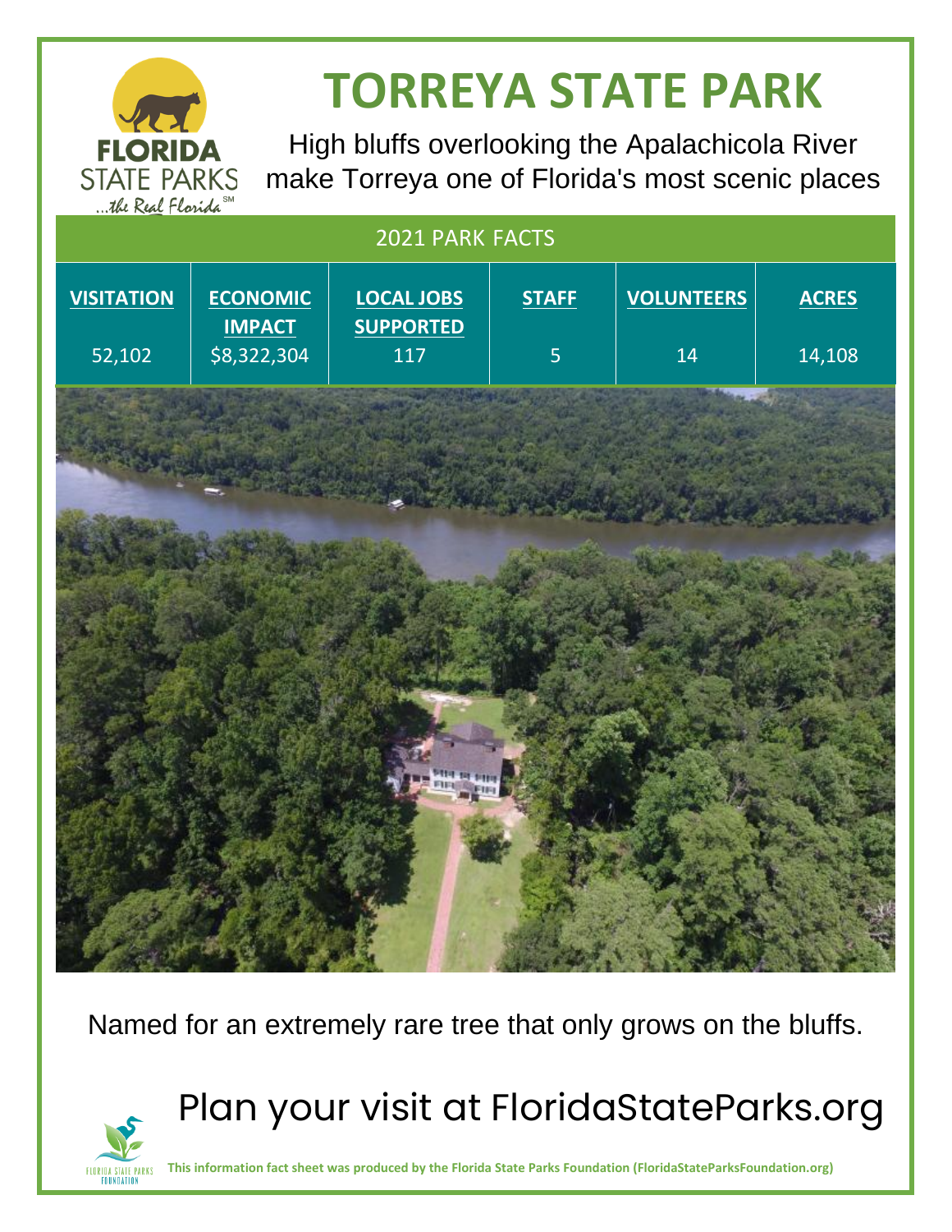# TORREYA STATE PARK

High bluffs overlooking the Apalachicola River make Torreya one of Florida's most scenic places

## 2021 PARK FACTS

| VISITATION | ECONOMIC IMPACT | LOCAL JOBS SUPPORTED | STAFF | VOLUNTEERS | ACRES |
|---|---|---|---|---|---|
| 52,102 | $8,322,304 | 117 | 5 | 14 | 14,108 |

Named for an extremely rare tree that only grows on the bluffs.

## Plan your visit at FloridaStateParks.org

**This information fact sheet was produced by the Florida State Parks Foundation (FloridaStateParksFoundation.org)**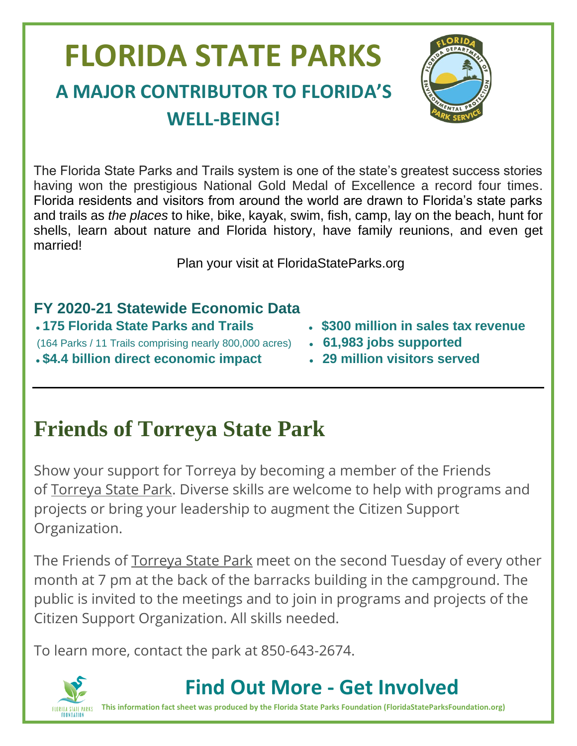# FLORIDA STATE PARKS

## A MAJOR CONTRIBUTOR TO FLORIDA'S WELL-BEING!

The Florida State Parks and Trails system is one of the state's greatest success stories having won the prestigious National Gold Medal of Excellence a record four times. Florida residents and visitors from around the world are drawn to Florida's state parks and trails as *the places* to hike, bike, kayak, swim, fish, camp, lay on the beach, hunt for shells, learn about nature and Florida history, have family reunions, and even get married!

Plan your visit at FloridaStateParks.org

### FY 2020-21 Statewide Economic Data

- **175 Florida State Parks and Trails**
  (164 Parks / 11 Trails comprising nearly 800,000 acres)
- **$4.4 billion direct economic impact**
- **$300 million in sales tax revenue**
- **61,983 jobs supported**
- **29 million visitors served**

---

## Friends of Torreya State Park

Show your support for Torreya by becoming a member of the Friends of Torreya State Park. Diverse skills are welcome to help with programs and projects or bring your leadership to augment the Citizen Support Organization.

The Friends of Torreya State Park meet on the second Tuesday of every other month at 7 pm at the back of the barracks building in the campground. The public is invited to the meetings and to join in programs and projects of the Citizen Support Organization. All skills needed.

To learn more, contact the park at 850-643-2674.

## Find Out More - Get Involved

**This information fact sheet was produced by the Florida State Parks Foundation (FloridaStateParksFoundation.org)**